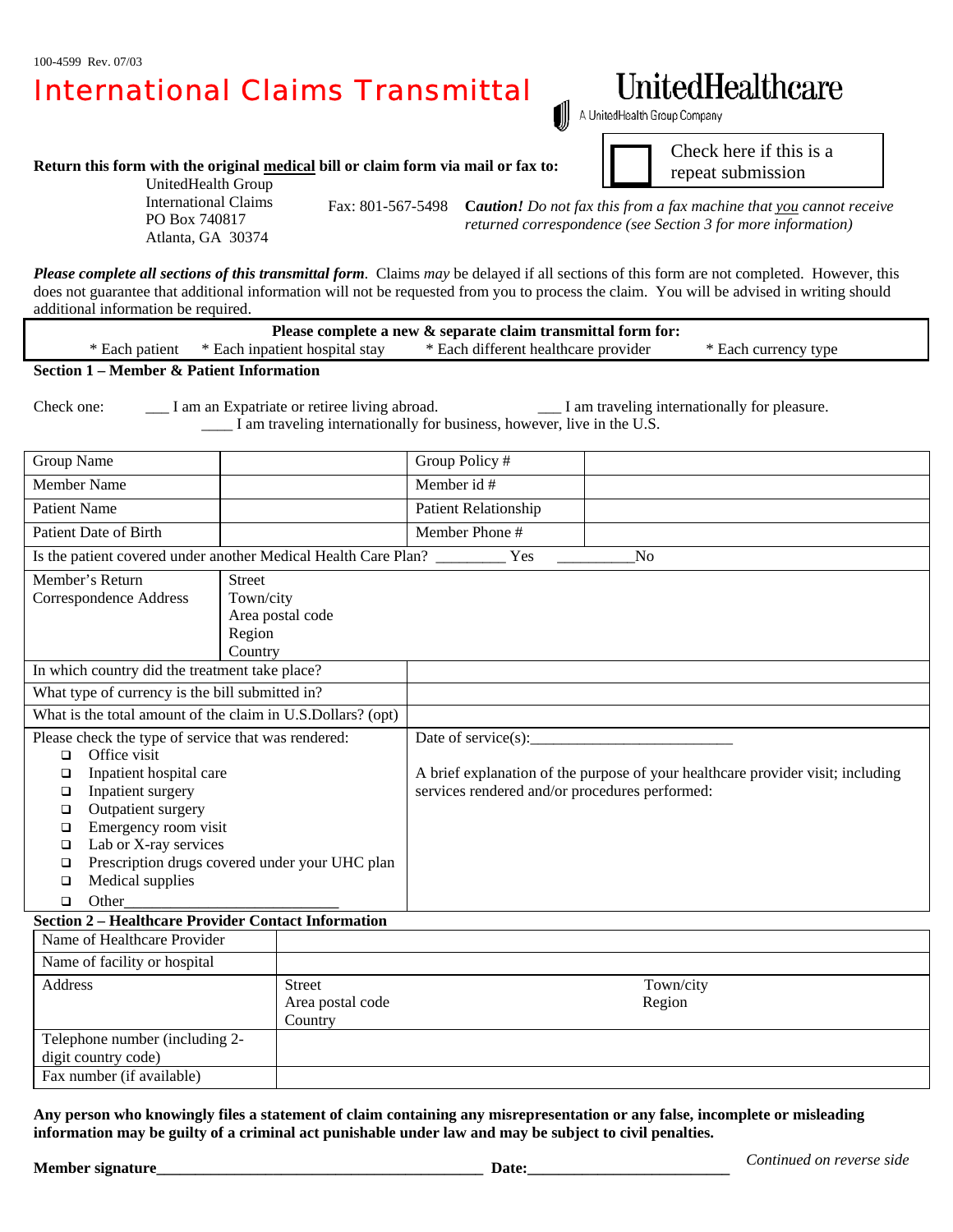100-4599 Rev. 07/03

# International Claims Transmittal

**UnitedHealthcare**
A UnitedHealth Group Company

☐ Check here if this is a repeat submission

**Return this form with the original <u>medical</u> bill or claim form via mail or fax to:**

UnitedHealth Group
International Claims
PO Box 740817
Atlanta, GA 30374

Fax: 801-567-5498

**C*aution!*** *Do not fax this from a fax machine that you cannot receive returned correspondence (see Section 3 for more information)*

***Please complete all sections of this transmittal form***. Claims *may* be delayed if all sections of this form are not completed. However, this does not guarantee that additional information will not be requested from you to process the claim. You will be advised in writing should additional information be required.

**Please complete a new & separate claim transmittal form for:**

* Each patient * Each inpatient hospital stay * Each different healthcare provider * Each currency type

## Section 1 – Member & Patient Information

Check one: ___ I am an Expatriate or retiree living abroad. ___ I am traveling internationally for pleasure. ____ I am traveling internationally for business, however, live in the U.S.

| Group Name | | Group Policy # | |
|---|---|---|---|
| Member Name | | Member id # | |
| Patient Name | | Patient Relationship | |
| Patient Date of Birth | | Member Phone # | |
| Is the patient covered under another Medical Health Care Plan? _________ Yes __________No | | | |
| Member's Return Correspondence Address | Street<br>Town/city<br>Area postal code<br>Region<br>Country | | |
| In which country did the treatment take place? | | | |
| What type of currency is the bill submitted in? | | | |
| What is the total amount of the claim in U.S.Dollars? (opt) | | | |

| Please check the type of service that was rendered: | Date of service(s):_________________________ |
|---|---|
| ☐ Office visit<br>☐ Inpatient hospital care<br>☐ Inpatient surgery<br>☐ Outpatient surgery<br>☐ Emergency room visit<br>☐ Lab or X-ray services<br>☐ Prescription drugs covered under your UHC plan<br>☐ Medical supplies<br>☐ Other_________________________ | A brief explanation of the purpose of your healthcare provider visit; including services rendered and/or procedures performed: |

## Section 2 – Healthcare Provider Contact Information

| Name of Healthcare Provider | | |
|---|---|---|
| Name of facility or hospital | | |
| Address | Street<br>Area postal code<br>Country | Town/city<br>Region |
| Telephone number (including 2-digit country code) | | |
| Fax number (if available) | | |

**Any person who knowingly files a statement of claim containing any misrepresentation or any false, incomplete or misleading information may be guilty of a criminal act punishable under law and may be subject to civil penalties.**

**Member signature**_________________________________________ **Date:**__________________________

*Continued on reverse side*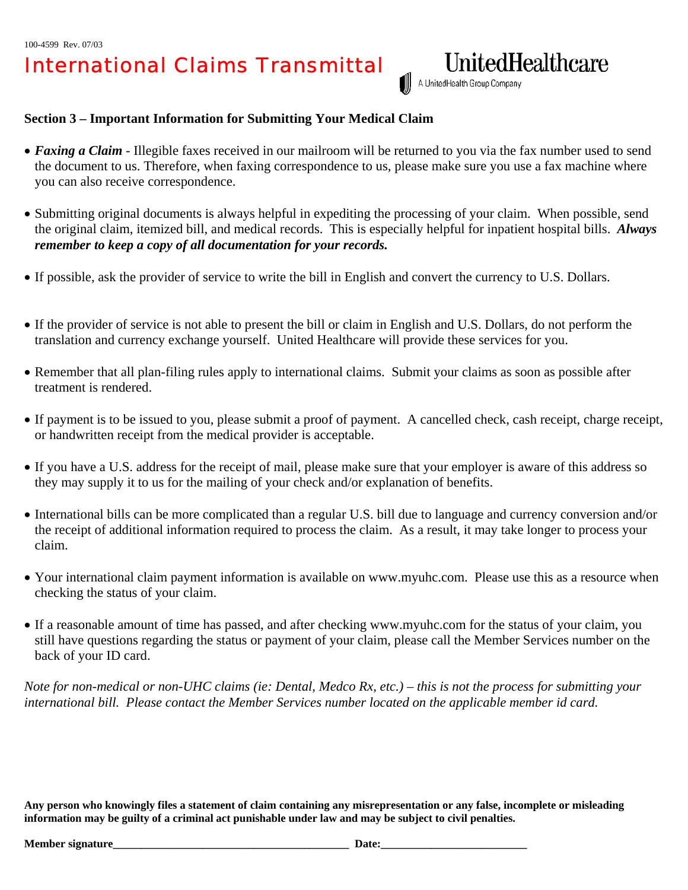100-4599 Rev. 07/03

# International Claims Transmittal

UnitedHealthcare
A UnitedHealth Group Company

**Section 3 – Important Information for Submitting Your Medical Claim**

- ***Faxing a Claim*** - Illegible faxes received in our mailroom will be returned to you via the fax number used to send the document to us. Therefore, when faxing correspondence to us, please make sure you use a fax machine where you can also receive correspondence.

- Submitting original documents is always helpful in expediting the processing of your claim. When possible, send the original claim, itemized bill, and medical records. This is especially helpful for inpatient hospital bills. ***Always remember to keep a copy of all documentation for your records.***

- If possible, ask the provider of service to write the bill in English and convert the currency to U.S. Dollars.

- If the provider of service is not able to present the bill or claim in English and U.S. Dollars, do not perform the translation and currency exchange yourself. United Healthcare will provide these services for you.

- Remember that all plan-filing rules apply to international claims. Submit your claims as soon as possible after treatment is rendered.

- If payment is to be issued to you, please submit a proof of payment. A cancelled check, cash receipt, charge receipt, or handwritten receipt from the medical provider is acceptable.

- If you have a U.S. address for the receipt of mail, please make sure that your employer is aware of this address so they may supply it to us for the mailing of your check and/or explanation of benefits.

- International bills can be more complicated than a regular U.S. bill due to language and currency conversion and/or the receipt of additional information required to process the claim. As a result, it may take longer to process your claim.

- Your international claim payment information is available on www.myuhc.com. Please use this as a resource when checking the status of your claim.

- If a reasonable amount of time has passed, and after checking www.myuhc.com for the status of your claim, you still have questions regarding the status or payment of your claim, please call the Member Services number on the back of your ID card.

*Note for non-medical or non-UHC claims (ie: Dental, Medco Rx, etc.) – this is not the process for submitting your international bill. Please contact the Member Services number located on the applicable member id card.*

**Any person who knowingly files a statement of claim containing any misrepresentation or any false, incomplete or misleading information may be guilty of a criminal act punishable under law and may be subject to civil penalties.**

**Member signature**__________________________________________ **Date:**__________________________